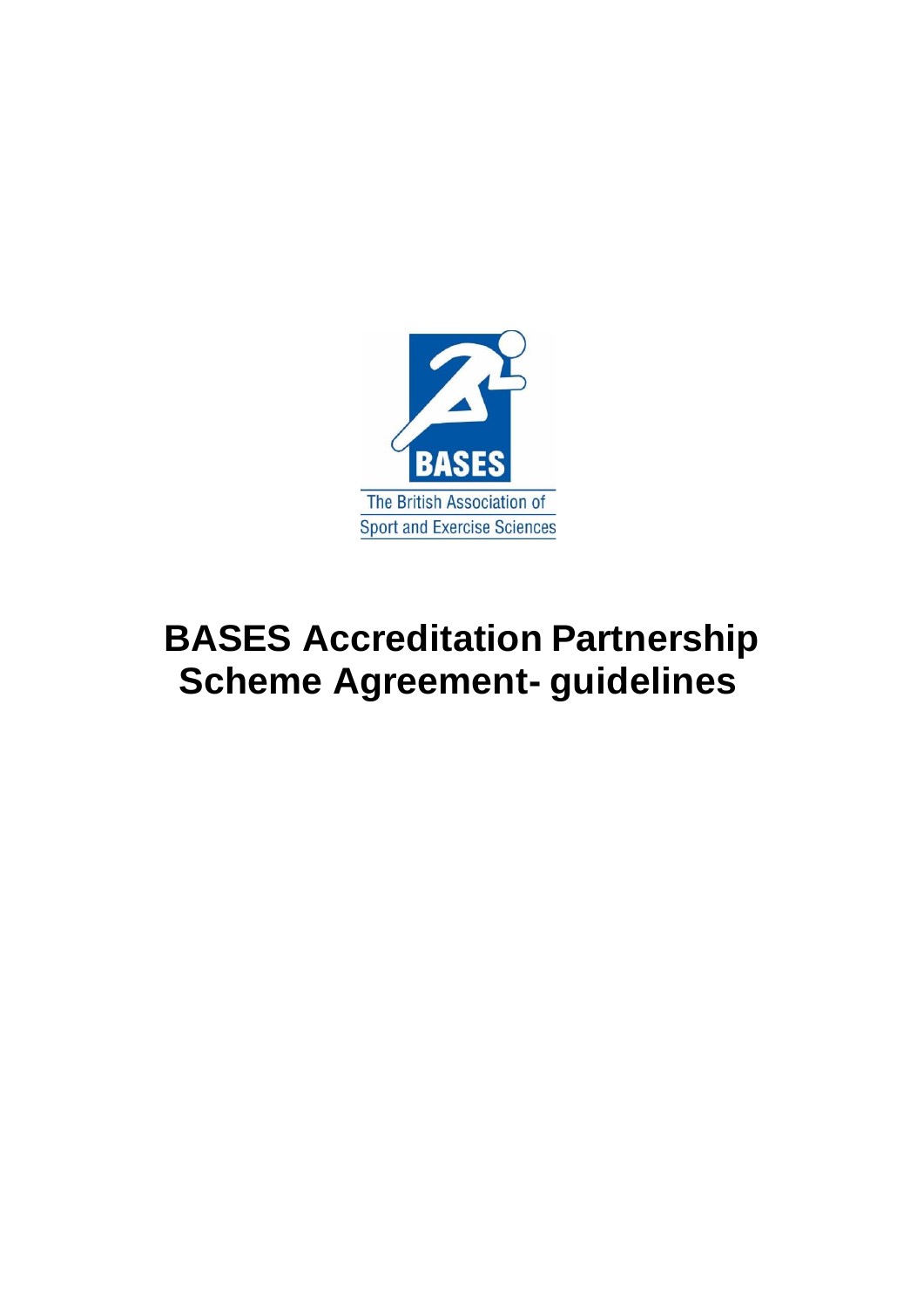BASES

The British Association of Sport and Exercise Sciences

# BASES Accreditation Partnership Scheme Agreement- guidelines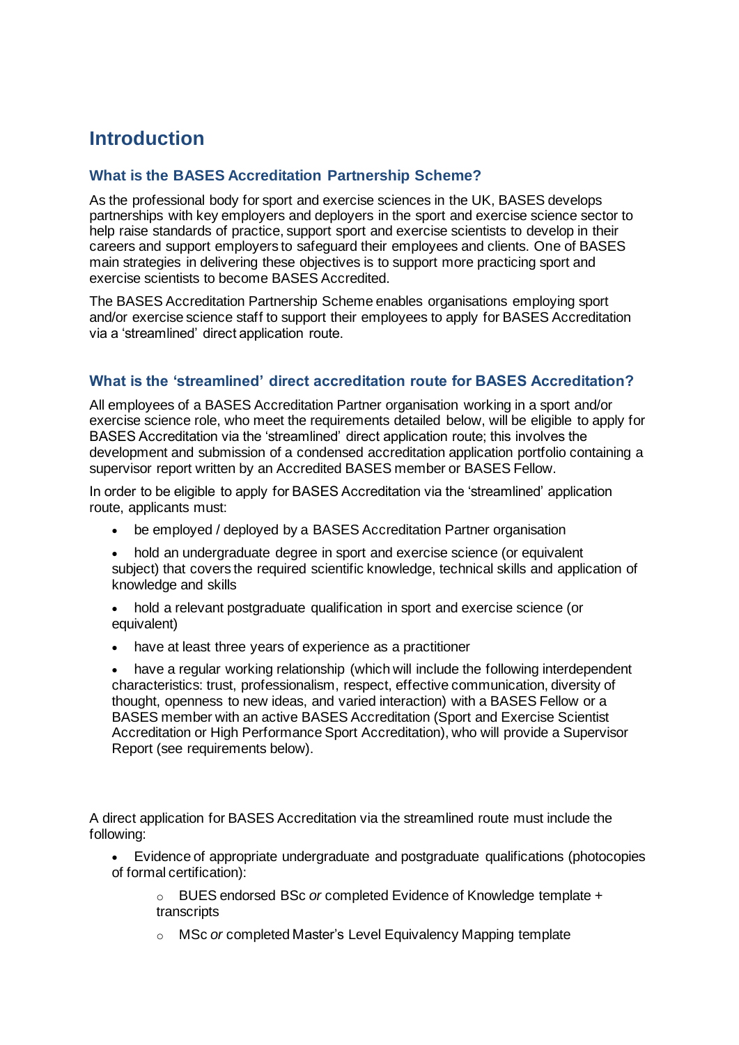# Introduction

## What is the BASES Accreditation Partnership Scheme?

As the professional body for sport and exercise sciences in the UK, BASES develops partnerships with key employers and deployers in the sport and exercise science sector to help raise standards of practice, support sport and exercise scientists to develop in their careers and support employers to safeguard their employees and clients. One of BASES main strategies in delivering these objectives is to support more practicing sport and exercise scientists to become BASES Accredited.

The BASES Accreditation Partnership Scheme enables organisations employing sport and/or exercise science staff to support their employees to apply for BASES Accreditation via a 'streamlined' direct application route.

## What is the 'streamlined' direct accreditation route for BASES Accreditation?

All employees of a BASES Accreditation Partner organisation working in a sport and/or exercise science role, who meet the requirements detailed below, will be eligible to apply for BASES Accreditation via the 'streamlined' direct application route; this involves the development and submission of a condensed accreditation application portfolio containing a supervisor report written by an Accredited BASES member or BASES Fellow.

In order to be eligible to apply for BASES Accreditation via the 'streamlined' application route, applicants must:

- be employed / deployed by a BASES Accreditation Partner organisation
- hold an undergraduate degree in sport and exercise science (or equivalent subject) that covers the required scientific knowledge, technical skills and application of knowledge and skills
- hold a relevant postgraduate qualification in sport and exercise science (or equivalent)
- have at least three years of experience as a practitioner
- have a regular working relationship (which will include the following interdependent characteristics: trust, professionalism, respect, effective communication, diversity of thought, openness to new ideas, and varied interaction) with a BASES Fellow or a BASES member with an active BASES Accreditation (Sport and Exercise Scientist Accreditation or High Performance Sport Accreditation), who will provide a Supervisor Report (see requirements below).

A direct application for BASES Accreditation via the streamlined route must include the following:

- Evidence of appropriate undergraduate and postgraduate qualifications (photocopies of formal certification):
  - BUES endorsed BSc *or* completed Evidence of Knowledge template + transcripts
  - MSc *or* completed Master's Level Equivalency Mapping template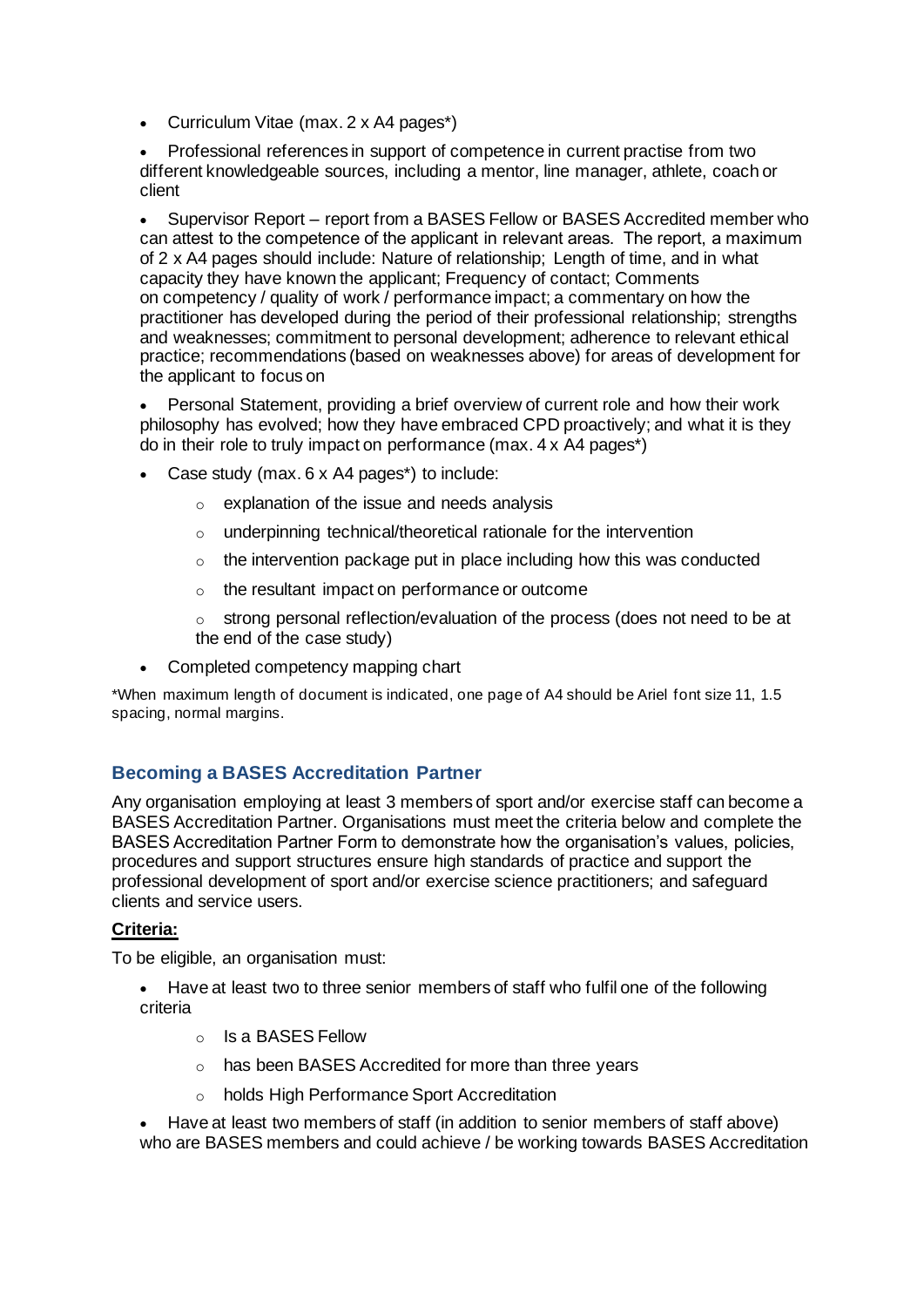- Curriculum Vitae (max. 2 x A4 pages*)
- Professional references in support of competence in current practise from two different knowledgeable sources, including a mentor, line manager, athlete, coach or client
- Supervisor Report – report from a BASES Fellow or BASES Accredited member who can attest to the competence of the applicant in relevant areas. The report, a maximum of 2 x A4 pages should include: Nature of relationship; Length of time, and in what capacity they have known the applicant; Frequency of contact; Comments on competency / quality of work / performance impact; a commentary on how the practitioner has developed during the period of their professional relationship; strengths and weaknesses; commitment to personal development; adherence to relevant ethical practice; recommendations (based on weaknesses above) for areas of development for the applicant to focus on
- Personal Statement, providing a brief overview of current role and how their work philosophy has evolved; how they have embraced CPD proactively; and what it is they do in their role to truly impact on performance (max. 4 x A4 pages*)
- Case study (max. 6 x A4 pages*) to include:
    - explanation of the issue and needs analysis
    - underpinning technical/theoretical rationale for the intervention
    - the intervention package put in place including how this was conducted
    - the resultant impact on performance or outcome
    - strong personal reflection/evaluation of the process (does not need to be at the end of the case study)
- Completed competency mapping chart

*When maximum length of document is indicated, one page of A4 should be Ariel font size 11, 1.5 spacing, normal margins.

## Becoming a BASES Accreditation Partner

Any organisation employing at least 3 members of sport and/or exercise staff can become a BASES Accreditation Partner. Organisations must meet the criteria below and complete the BASES Accreditation Partner Form to demonstrate how the organisation's values, policies, procedures and support structures ensure high standards of practice and support the professional development of sport and/or exercise science practitioners; and safeguard clients and service users.

**Criteria:**

To be eligible, an organisation must:

- Have at least two to three senior members of staff who fulfil one of the following criteria
    - Is a BASES Fellow
    - has been BASES Accredited for more than three years
    - holds High Performance Sport Accreditation
- Have at least two members of staff (in addition to senior members of staff above) who are BASES members and could achieve / be working towards BASES Accreditation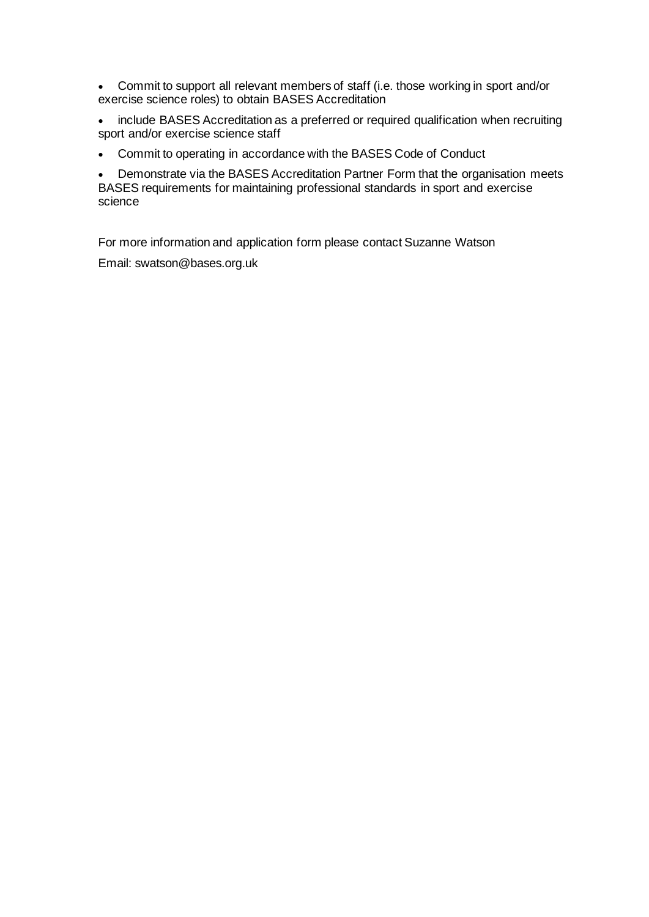- Commit to support all relevant members of staff (i.e. those working in sport and/or exercise science roles) to obtain BASES Accreditation
- include BASES Accreditation as a preferred or required qualification when recruiting sport and/or exercise science staff
- Commit to operating in accordance with the BASES Code of Conduct
- Demonstrate via the BASES Accreditation Partner Form that the organisation meets BASES requirements for maintaining professional standards in sport and exercise science

For more information and application form please contact Suzanne Watson

Email: swatson@bases.org.uk